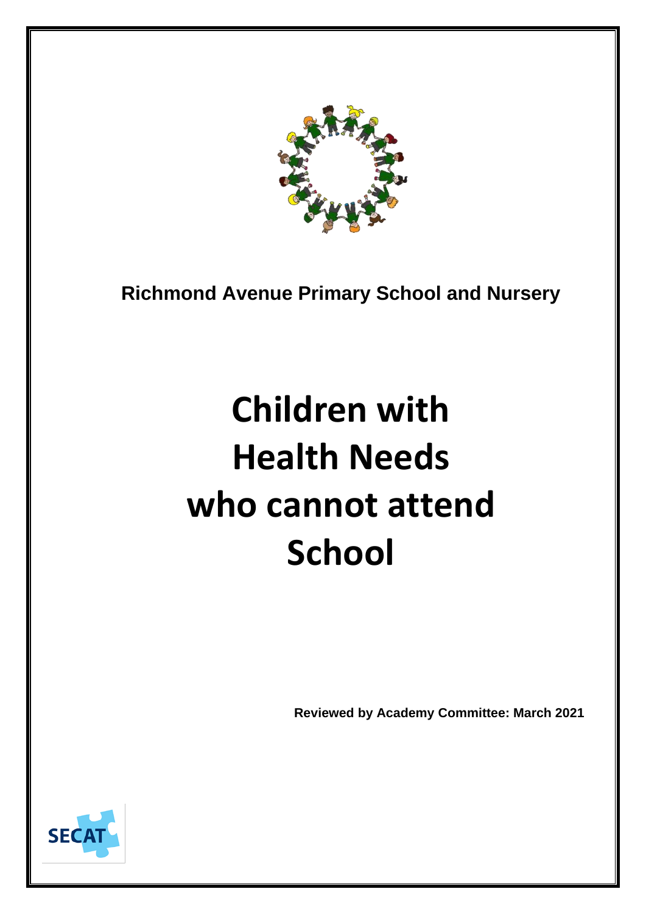**Richmond Avenue Primary School and Nursery**

# Children with Health Needs who cannot attend School

**Reviewed by Academy Committee: March 2021**

SECAT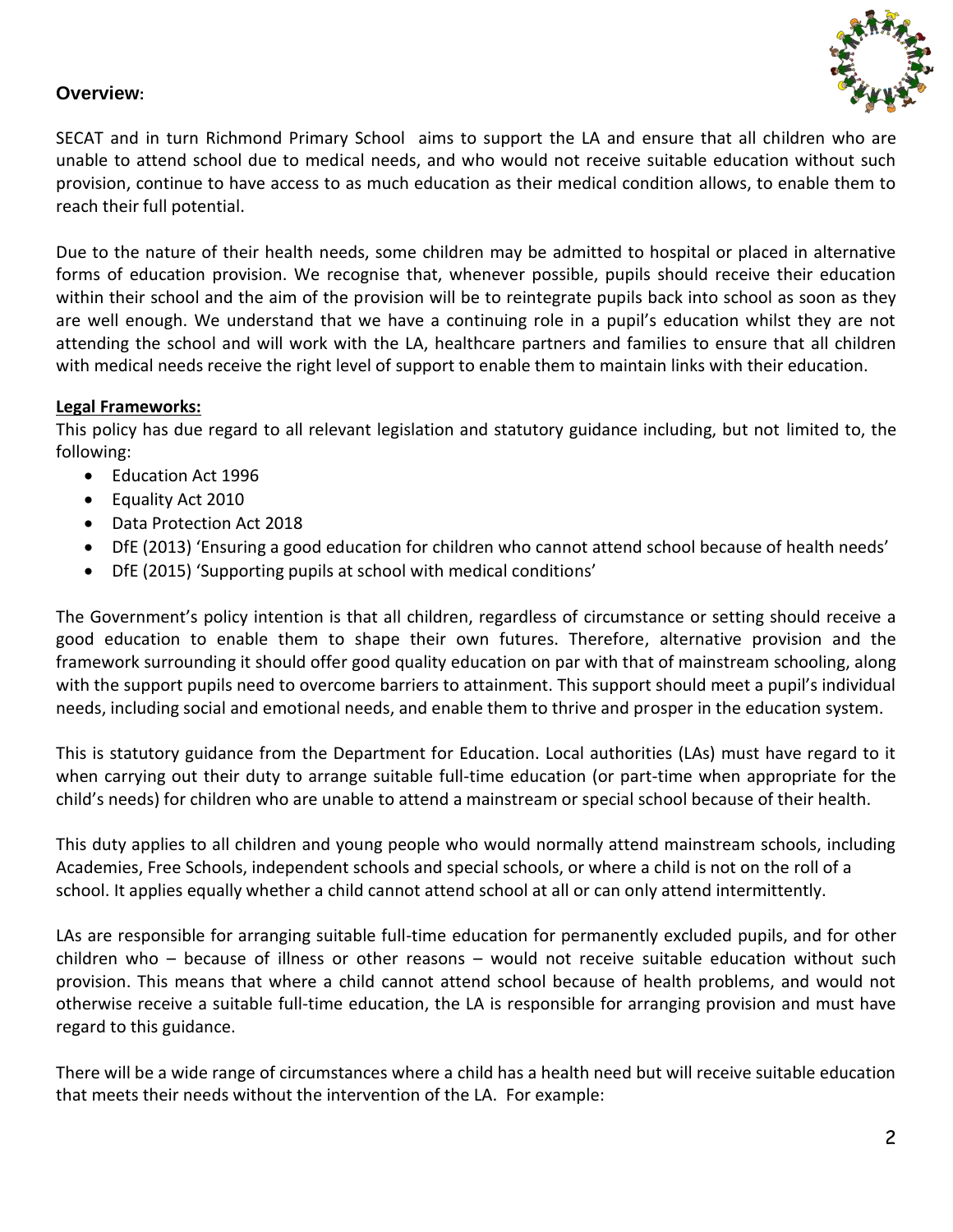## **Overview:**

SECAT and in turn Richmond Primary School aims to support the LA and ensure that all children who are unable to attend school due to medical needs, and who would not receive suitable education without such provision, continue to have access to as much education as their medical condition allows, to enable them to reach their full potential.

Due to the nature of their health needs, some children may be admitted to hospital or placed in alternative forms of education provision. We recognise that, whenever possible, pupils should receive their education within their school and the aim of the provision will be to reintegrate pupils back into school as soon as they are well enough. We understand that we have a continuing role in a pupil's education whilst they are not attending the school and will work with the LA, healthcare partners and families to ensure that all children with medical needs receive the right level of support to enable them to maintain links with their education.

**Legal Frameworks:**

This policy has due regard to all relevant legislation and statutory guidance including, but not limited to, the following:

- Education Act 1996
- Equality Act 2010
- Data Protection Act 2018
- DfE (2013) 'Ensuring a good education for children who cannot attend school because of health needs'
- DfE (2015) 'Supporting pupils at school with medical conditions'

The Government's policy intention is that all children, regardless of circumstance or setting should receive a good education to enable them to shape their own futures. Therefore, alternative provision and the framework surrounding it should offer good quality education on par with that of mainstream schooling, along with the support pupils need to overcome barriers to attainment. This support should meet a pupil's individual needs, including social and emotional needs, and enable them to thrive and prosper in the education system.

This is statutory guidance from the Department for Education. Local authorities (LAs) must have regard to it when carrying out their duty to arrange suitable full-time education (or part-time when appropriate for the child's needs) for children who are unable to attend a mainstream or special school because of their health.

This duty applies to all children and young people who would normally attend mainstream schools, including Academies, Free Schools, independent schools and special schools, or where a child is not on the roll of a school. It applies equally whether a child cannot attend school at all or can only attend intermittently.

LAs are responsible for arranging suitable full-time education for permanently excluded pupils, and for other children who – because of illness or other reasons – would not receive suitable education without such provision. This means that where a child cannot attend school because of health problems, and would not otherwise receive a suitable full-time education, the LA is responsible for arranging provision and must have regard to this guidance.

There will be a wide range of circumstances where a child has a health need but will receive suitable education that meets their needs without the intervention of the LA. For example: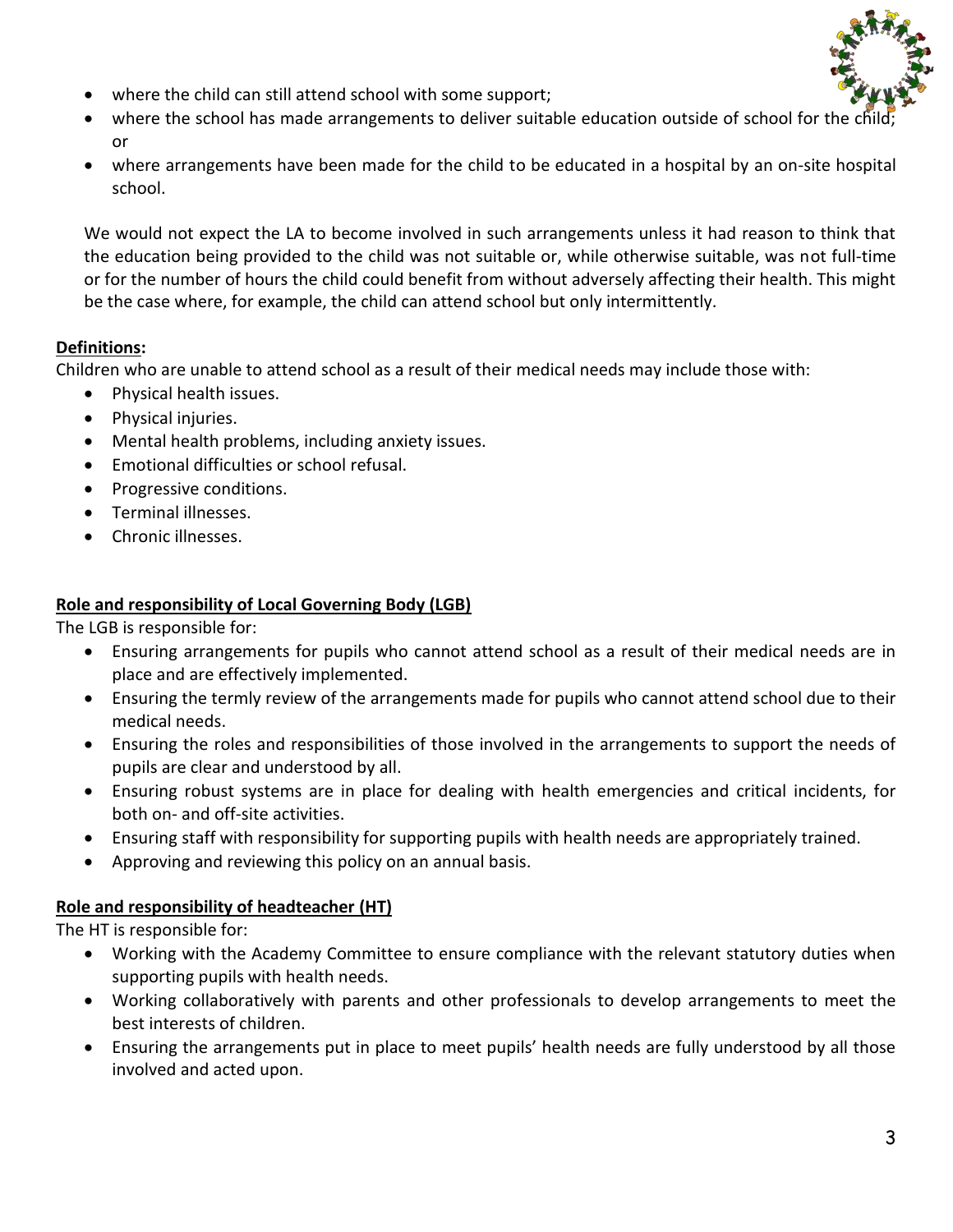- where the child can still attend school with some support;
- where the school has made arrangements to deliver suitable education outside of school for the child; or
- where arrangements have been made for the child to be educated in a hospital by an on-site hospital school.

We would not expect the LA to become involved in such arrangements unless it had reason to think that the education being provided to the child was not suitable or, while otherwise suitable, was not full-time or for the number of hours the child could benefit from without adversely affecting their health. This might be the case where, for example, the child can attend school but only intermittently.

**Definitions:**

Children who are unable to attend school as a result of their medical needs may include those with:

- Physical health issues.
- Physical injuries.
- Mental health problems, including anxiety issues.
- Emotional difficulties or school refusal.
- Progressive conditions.
- Terminal illnesses.
- Chronic illnesses.

**Role and responsibility of Local Governing Body (LGB)**

The LGB is responsible for:

- Ensuring arrangements for pupils who cannot attend school as a result of their medical needs are in place and are effectively implemented.
- Ensuring the termly review of the arrangements made for pupils who cannot attend school due to their medical needs.
- Ensuring the roles and responsibilities of those involved in the arrangements to support the needs of pupils are clear and understood by all.
- Ensuring robust systems are in place for dealing with health emergencies and critical incidents, for both on- and off-site activities.
- Ensuring staff with responsibility for supporting pupils with health needs are appropriately trained.
- Approving and reviewing this policy on an annual basis.

**Role and responsibility of headteacher (HT)**

The HT is responsible for:

- Working with the Academy Committee to ensure compliance with the relevant statutory duties when supporting pupils with health needs.
- Working collaboratively with parents and other professionals to develop arrangements to meet the best interests of children.
- Ensuring the arrangements put in place to meet pupils' health needs are fully understood by all those involved and acted upon.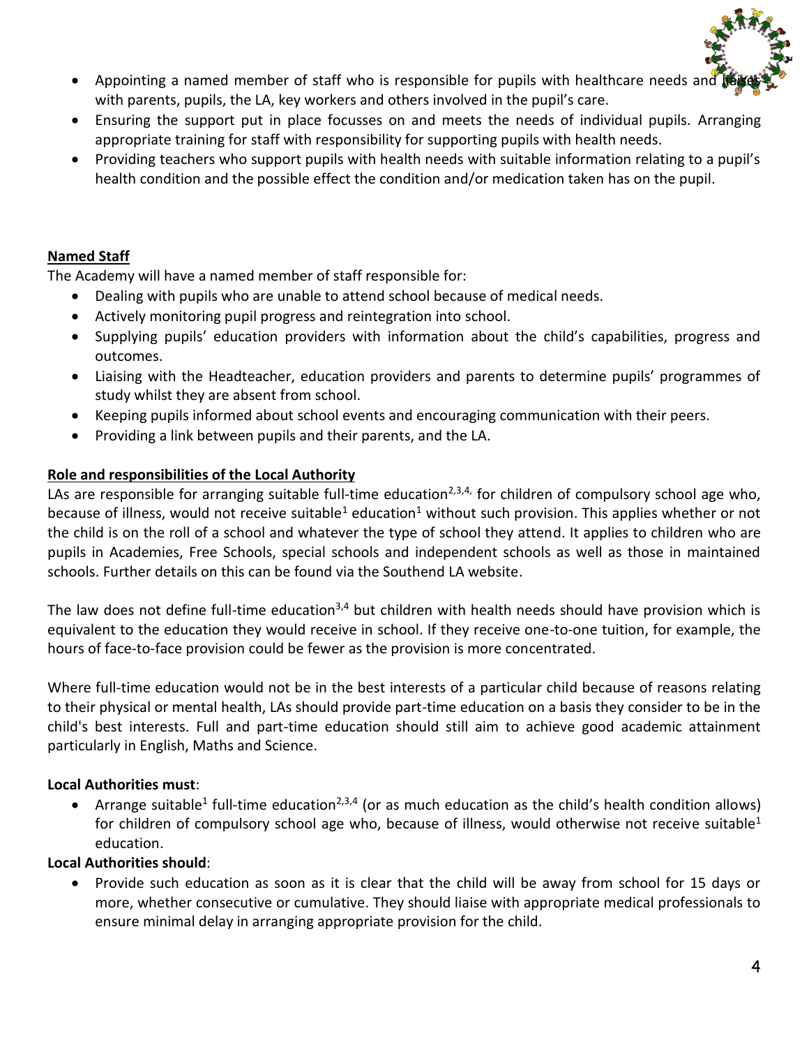- Appointing a named member of staff who is responsible for pupils with healthcare needs and liaises with parents, pupils, the LA, key workers and others involved in the pupil's care.
- Ensuring the support put in place focusses on and meets the needs of individual pupils. Arranging appropriate training for staff with responsibility for supporting pupils with health needs.
- Providing teachers who support pupils with health needs with suitable information relating to a pupil's health condition and the possible effect the condition and/or medication taken has on the pupil.

**Named Staff**

The Academy will have a named member of staff responsible for:

- Dealing with pupils who are unable to attend school because of medical needs.
- Actively monitoring pupil progress and reintegration into school.
- Supplying pupils' education providers with information about the child's capabilities, progress and outcomes.
- Liaising with the Headteacher, education providers and parents to determine pupils' programmes of study whilst they are absent from school.
- Keeping pupils informed about school events and encouraging communication with their peers.
- Providing a link between pupils and their parents, and the LA.

**Role and responsibilities of the Local Authority**

LAs are responsible for arranging suitable full-time education[2,3,4,] for children of compulsory school age who, because of illness, would not receive suitable[1] education[1] without such provision. This applies whether or not the child is on the roll of a school and whatever the type of school they attend. It applies to children who are pupils in Academies, Free Schools, special schools and independent schools as well as those in maintained schools. Further details on this can be found via the Southend LA website.

The law does not define full-time education[3,4] but children with health needs should have provision which is equivalent to the education they would receive in school. If they receive one-to-one tuition, for example, the hours of face-to-face provision could be fewer as the provision is more concentrated.

Where full-time education would not be in the best interests of a particular child because of reasons relating to their physical or mental health, LAs should provide part-time education on a basis they consider to be in the child's best interests. Full and part-time education should still aim to achieve good academic attainment particularly in English, Maths and Science.

**Local Authorities must**:

- Arrange suitable[1] full-time education[2,3,4] (or as much education as the child's health condition allows) for children of compulsory school age who, because of illness, would otherwise not receive suitable[1] education.

**Local Authorities should**:

- Provide such education as soon as it is clear that the child will be away from school for 15 days or more, whether consecutive or cumulative. They should liaise with appropriate medical professionals to ensure minimal delay in arranging appropriate provision for the child.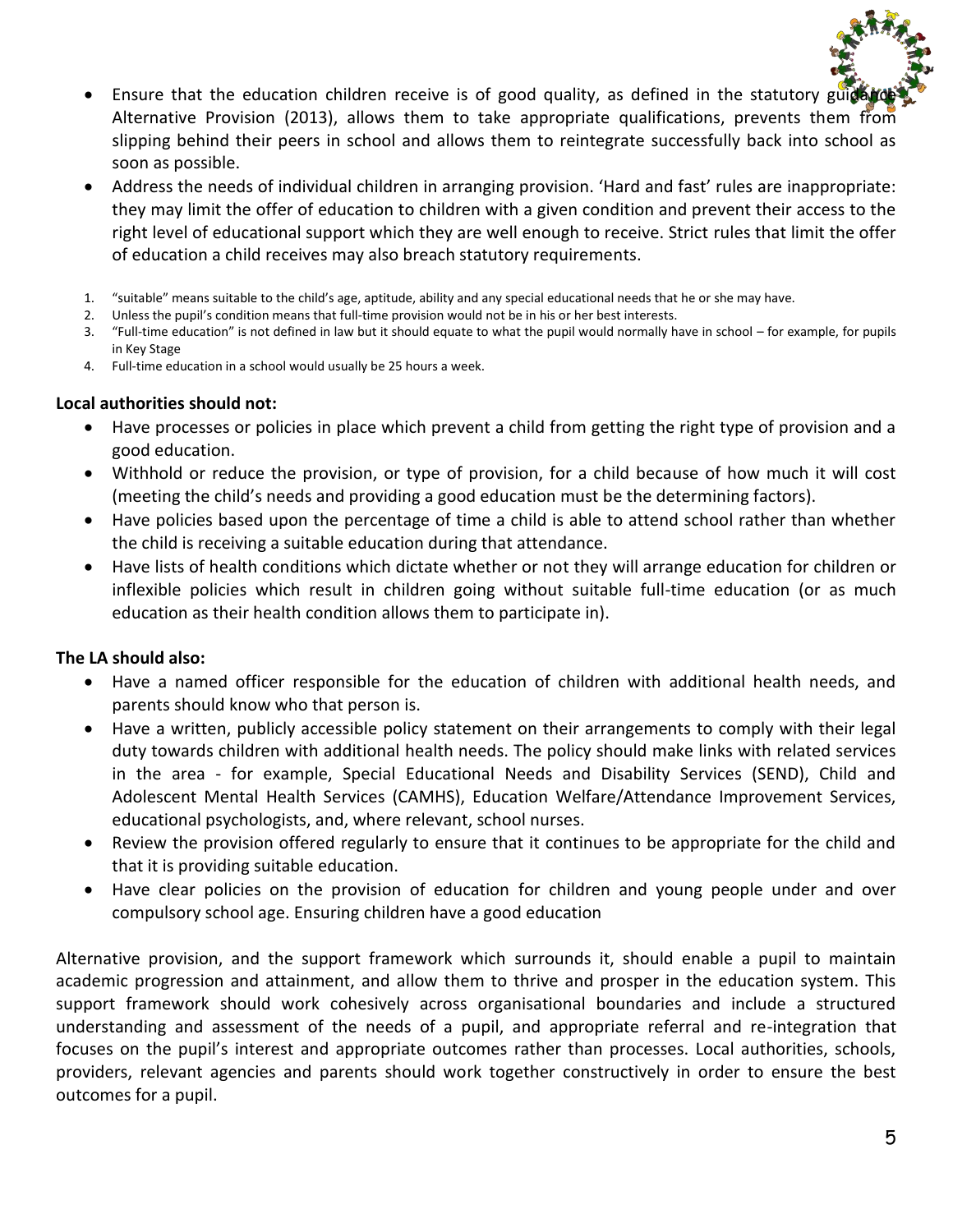- Ensure that the education children receive is of good quality, as defined in the statutory guidance Alternative Provision (2013), allows them to take appropriate qualifications, prevents them from slipping behind their peers in school and allows them to reintegrate successfully back into school as soon as possible.
- Address the needs of individual children in arranging provision. 'Hard and fast' rules are inappropriate: they may limit the offer of education to children with a given condition and prevent their access to the right level of educational support which they are well enough to receive. Strict rules that limit the offer of education a child receives may also breach statutory requirements.

1. "suitable" means suitable to the child's age, aptitude, ability and any special educational needs that he or she may have.
2. Unless the pupil's condition means that full-time provision would not be in his or her best interests.
3. "Full-time education" is not defined in law but it should equate to what the pupil would normally have in school – for example, for pupils in Key Stage
4. Full-time education in a school would usually be 25 hours a week.

**Local authorities should not:**

- Have processes or policies in place which prevent a child from getting the right type of provision and a good education.
- Withhold or reduce the provision, or type of provision, for a child because of how much it will cost (meeting the child's needs and providing a good education must be the determining factors).
- Have policies based upon the percentage of time a child is able to attend school rather than whether the child is receiving a suitable education during that attendance.
- Have lists of health conditions which dictate whether or not they will arrange education for children or inflexible policies which result in children going without suitable full-time education (or as much education as their health condition allows them to participate in).

**The LA should also:**

- Have a named officer responsible for the education of children with additional health needs, and parents should know who that person is.
- Have a written, publicly accessible policy statement on their arrangements to comply with their legal duty towards children with additional health needs. The policy should make links with related services in the area - for example, Special Educational Needs and Disability Services (SEND), Child and Adolescent Mental Health Services (CAMHS), Education Welfare/Attendance Improvement Services, educational psychologists, and, where relevant, school nurses.
- Review the provision offered regularly to ensure that it continues to be appropriate for the child and that it is providing suitable education.
- Have clear policies on the provision of education for children and young people under and over compulsory school age. Ensuring children have a good education

Alternative provision, and the support framework which surrounds it, should enable a pupil to maintain academic progression and attainment, and allow them to thrive and prosper in the education system. This support framework should work cohesively across organisational boundaries and include a structured understanding and assessment of the needs of a pupil, and appropriate referral and re-integration that focuses on the pupil's interest and appropriate outcomes rather than processes. Local authorities, schools, providers, relevant agencies and parents should work together constructively in order to ensure the best outcomes for a pupil.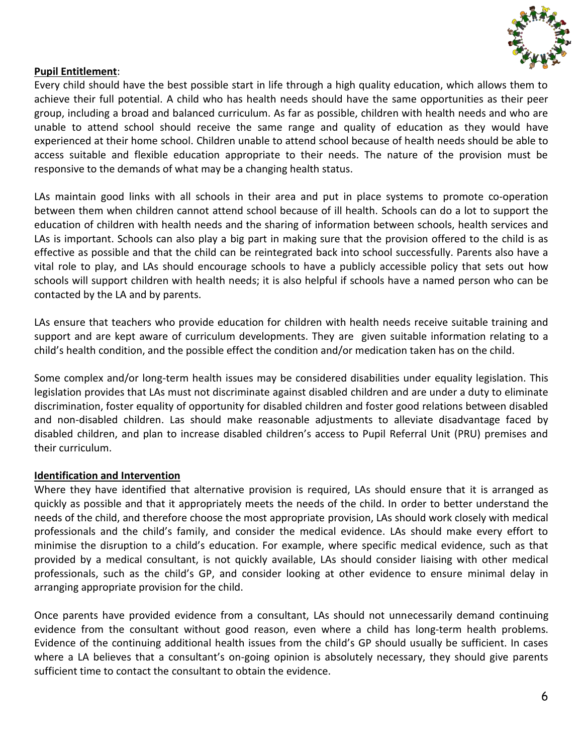**Pupil Entitlement**:

Every child should have the best possible start in life through a high quality education, which allows them to achieve their full potential. A child who has health needs should have the same opportunities as their peer group, including a broad and balanced curriculum. As far as possible, children with health needs and who are unable to attend school should receive the same range and quality of education as they would have experienced at their home school. Children unable to attend school because of health needs should be able to access suitable and flexible education appropriate to their needs. The nature of the provision must be responsive to the demands of what may be a changing health status.

LAs maintain good links with all schools in their area and put in place systems to promote co-operation between them when children cannot attend school because of ill health. Schools can do a lot to support the education of children with health needs and the sharing of information between schools, health services and LAs is important. Schools can also play a big part in making sure that the provision offered to the child is as effective as possible and that the child can be reintegrated back into school successfully. Parents also have a vital role to play, and LAs should encourage schools to have a publicly accessible policy that sets out how schools will support children with health needs; it is also helpful if schools have a named person who can be contacted by the LA and by parents.

LAs ensure that teachers who provide education for children with health needs receive suitable training and support and are kept aware of curriculum developments. They are given suitable information relating to a child's health condition, and the possible effect the condition and/or medication taken has on the child.

Some complex and/or long-term health issues may be considered disabilities under equality legislation. This legislation provides that LAs must not discriminate against disabled children and are under a duty to eliminate discrimination, foster equality of opportunity for disabled children and foster good relations between disabled and non-disabled children. Las should make reasonable adjustments to alleviate disadvantage faced by disabled children, and plan to increase disabled children's access to Pupil Referral Unit (PRU) premises and their curriculum.

**Identification and Intervention**

Where they have identified that alternative provision is required, LAs should ensure that it is arranged as quickly as possible and that it appropriately meets the needs of the child. In order to better understand the needs of the child, and therefore choose the most appropriate provision, LAs should work closely with medical professionals and the child's family, and consider the medical evidence. LAs should make every effort to minimise the disruption to a child's education. For example, where specific medical evidence, such as that provided by a medical consultant, is not quickly available, LAs should consider liaising with other medical professionals, such as the child's GP, and consider looking at other evidence to ensure minimal delay in arranging appropriate provision for the child.

Once parents have provided evidence from a consultant, LAs should not unnecessarily demand continuing evidence from the consultant without good reason, even where a child has long-term health problems. Evidence of the continuing additional health issues from the child's GP should usually be sufficient. In cases where a LA believes that a consultant's on-going opinion is absolutely necessary, they should give parents sufficient time to contact the consultant to obtain the evidence.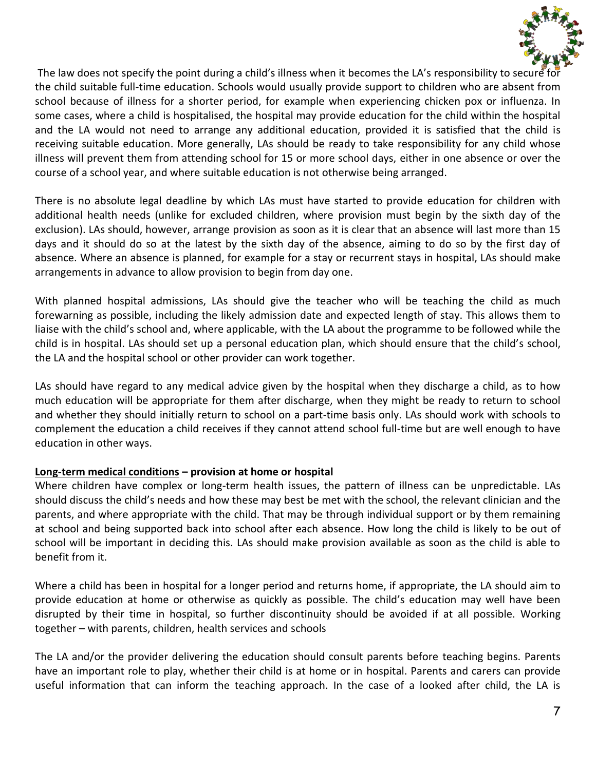The law does not specify the point during a child's illness when it becomes the LA's responsibility to secure for the child suitable full-time education. Schools would usually provide support to children who are absent from school because of illness for a shorter period, for example when experiencing chicken pox or influenza. In some cases, where a child is hospitalised, the hospital may provide education for the child within the hospital and the LA would not need to arrange any additional education, provided it is satisfied that the child is receiving suitable education. More generally, LAs should be ready to take responsibility for any child whose illness will prevent them from attending school for 15 or more school days, either in one absence or over the course of a school year, and where suitable education is not otherwise being arranged.

There is no absolute legal deadline by which LAs must have started to provide education for children with additional health needs (unlike for excluded children, where provision must begin by the sixth day of the exclusion). LAs should, however, arrange provision as soon as it is clear that an absence will last more than 15 days and it should do so at the latest by the sixth day of the absence, aiming to do so by the first day of absence. Where an absence is planned, for example for a stay or recurrent stays in hospital, LAs should make arrangements in advance to allow provision to begin from day one.

With planned hospital admissions, LAs should give the teacher who will be teaching the child as much forewarning as possible, including the likely admission date and expected length of stay. This allows them to liaise with the child's school and, where applicable, with the LA about the programme to be followed while the child is in hospital. LAs should set up a personal education plan, which should ensure that the child's school, the LA and the hospital school or other provider can work together.

LAs should have regard to any medical advice given by the hospital when they discharge a child, as to how much education will be appropriate for them after discharge, when they might be ready to return to school and whether they should initially return to school on a part-time basis only. LAs should work with schools to complement the education a child receives if they cannot attend school full-time but are well enough to have education in other ways.

**Long-term medical conditions – provision at home or hospital**

Where children have complex or long-term health issues, the pattern of illness can be unpredictable. LAs should discuss the child's needs and how these may best be met with the school, the relevant clinician and the parents, and where appropriate with the child. That may be through individual support or by them remaining at school and being supported back into school after each absence. How long the child is likely to be out of school will be important in deciding this. LAs should make provision available as soon as the child is able to benefit from it.

Where a child has been in hospital for a longer period and returns home, if appropriate, the LA should aim to provide education at home or otherwise as quickly as possible. The child's education may well have been disrupted by their time in hospital, so further discontinuity should be avoided if at all possible. Working together – with parents, children, health services and schools

The LA and/or the provider delivering the education should consult parents before teaching begins. Parents have an important role to play, whether their child is at home or in hospital. Parents and carers can provide useful information that can inform the teaching approach. In the case of a looked after child, the LA is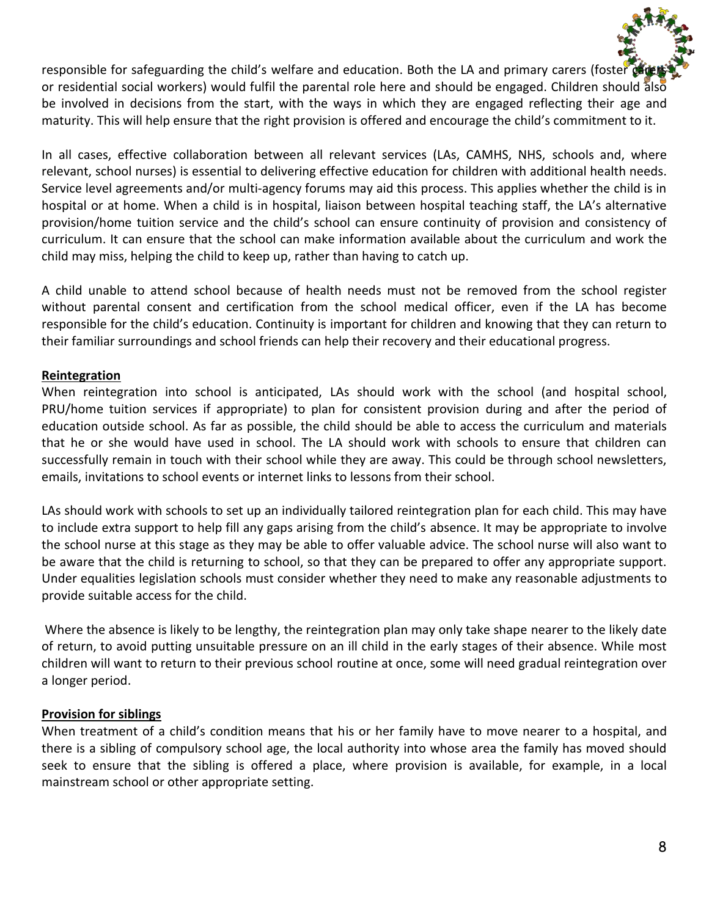responsible for safeguarding the child's welfare and education. Both the LA and primary carers (foster carers or residential social workers) would fulfil the parental role here and should be engaged. Children should also be involved in decisions from the start, with the ways in which they are engaged reflecting their age and maturity. This will help ensure that the right provision is offered and encourage the child's commitment to it.

In all cases, effective collaboration between all relevant services (LAs, CAMHS, NHS, schools and, where relevant, school nurses) is essential to delivering effective education for children with additional health needs. Service level agreements and/or multi-agency forums may aid this process. This applies whether the child is in hospital or at home. When a child is in hospital, liaison between hospital teaching staff, the LA's alternative provision/home tuition service and the child's school can ensure continuity of provision and consistency of curriculum. It can ensure that the school can make information available about the curriculum and work the child may miss, helping the child to keep up, rather than having to catch up.

A child unable to attend school because of health needs must not be removed from the school register without parental consent and certification from the school medical officer, even if the LA has become responsible for the child's education. Continuity is important for children and knowing that they can return to their familiar surroundings and school friends can help their recovery and their educational progress.

**Reintegration**

When reintegration into school is anticipated, LAs should work with the school (and hospital school, PRU/home tuition services if appropriate) to plan for consistent provision during and after the period of education outside school. As far as possible, the child should be able to access the curriculum and materials that he or she would have used in school. The LA should work with schools to ensure that children can successfully remain in touch with their school while they are away. This could be through school newsletters, emails, invitations to school events or internet links to lessons from their school.

LAs should work with schools to set up an individually tailored reintegration plan for each child. This may have to include extra support to help fill any gaps arising from the child's absence. It may be appropriate to involve the school nurse at this stage as they may be able to offer valuable advice. The school nurse will also want to be aware that the child is returning to school, so that they can be prepared to offer any appropriate support. Under equalities legislation schools must consider whether they need to make any reasonable adjustments to provide suitable access for the child.

Where the absence is likely to be lengthy, the reintegration plan may only take shape nearer to the likely date of return, to avoid putting unsuitable pressure on an ill child in the early stages of their absence. While most children will want to return to their previous school routine at once, some will need gradual reintegration over a longer period.

**Provision for siblings**

When treatment of a child's condition means that his or her family have to move nearer to a hospital, and there is a sibling of compulsory school age, the local authority into whose area the family has moved should seek to ensure that the sibling is offered a place, where provision is available, for example, in a local mainstream school or other appropriate setting.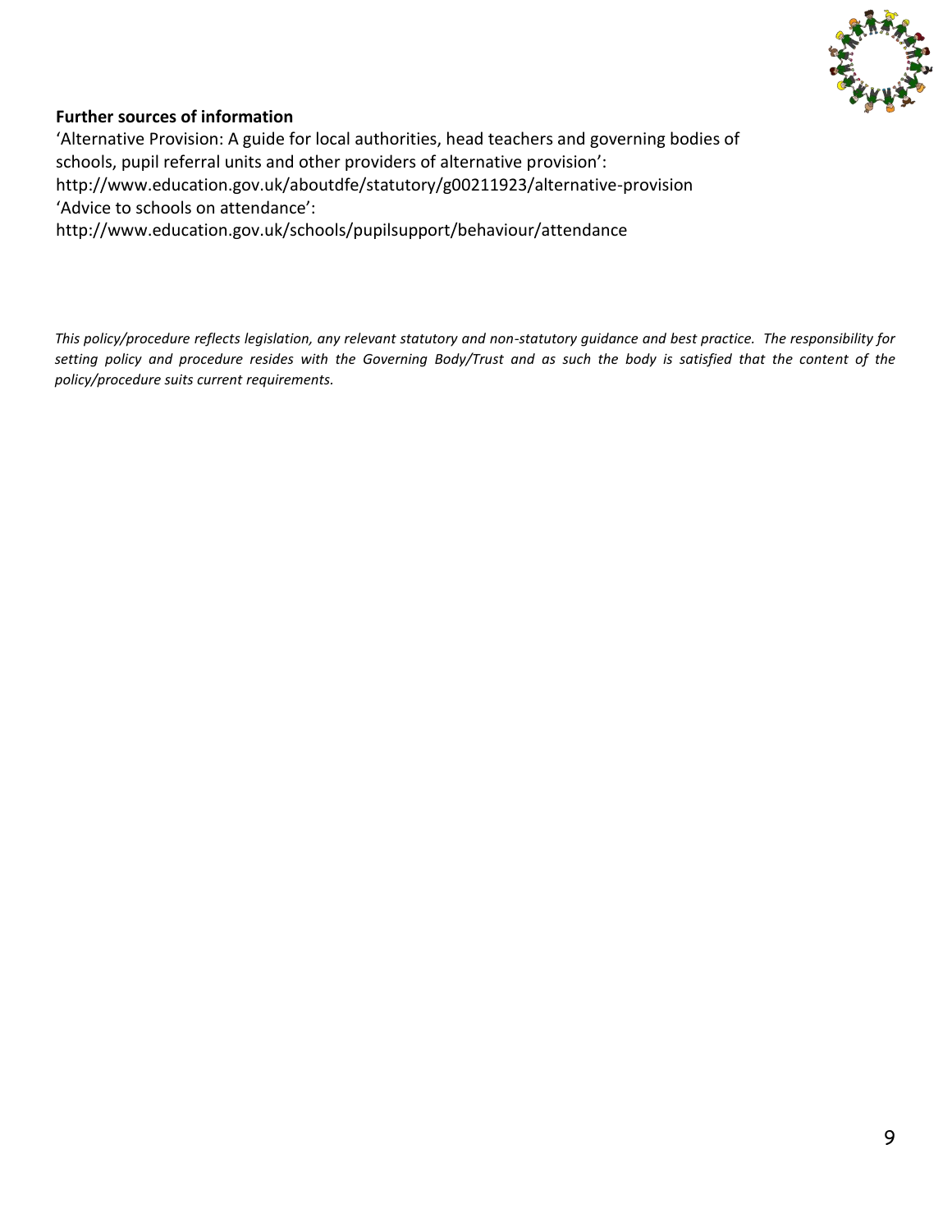**Further sources of information**

'Alternative Provision: A guide for local authorities, head teachers and governing bodies of schools, pupil referral units and other providers of alternative provision':
http://www.education.gov.uk/aboutdfe/statutory/g00211923/alternative-provision
'Advice to schools on attendance':
http://www.education.gov.uk/schools/pupilsupport/behaviour/attendance

*This policy/procedure reflects legislation, any relevant statutory and non-statutory guidance and best practice. The responsibility for setting policy and procedure resides with the Governing Body/Trust and as such the body is satisfied that the content of the policy/procedure suits current requirements.*